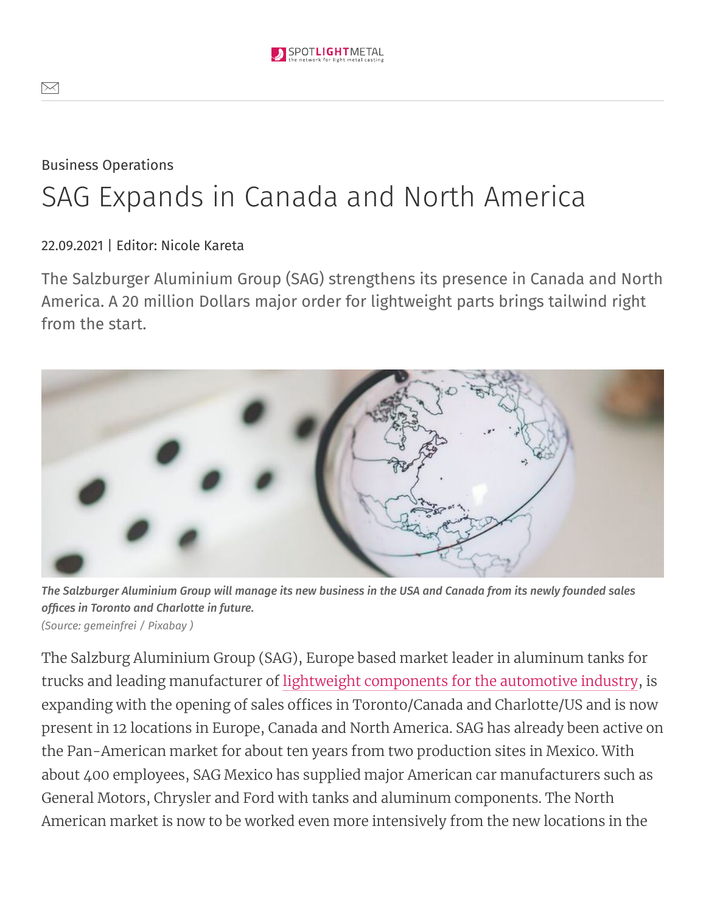Business Operations

# SAG Expands in Canada and North America

22.09.2021 | Editor: Nicole Kareta

The Salzburger Aluminium Group (SAG) strengthens its presence in Canada and North America. A 20 million Dollars major order for lightweight parts brings tailwind right from the start.

*The Salzburger Aluminium Group will manage its new business in the USA and Canada from its newly founded sales offices in Toronto and Charlotte in future.*
*(Source: gemeinfrei / Pixabay )*

The Salzburg Aluminium Group (SAG), Europe based market leader in aluminum tanks for trucks and leading manufacturer of lightweight components for the automotive industry, is expanding with the opening of sales offices in Toronto/Canada and Charlotte/US and is now present in 12 locations in Europe, Canada and North America. SAG has already been active on the Pan-American market for about ten years from two production sites in Mexico. With about 400 employees, SAG Mexico has supplied major American car manufacturers such as General Motors, Chrysler and Ford with tanks and aluminum components. The North American market is now to be worked even more intensively from the new locations in the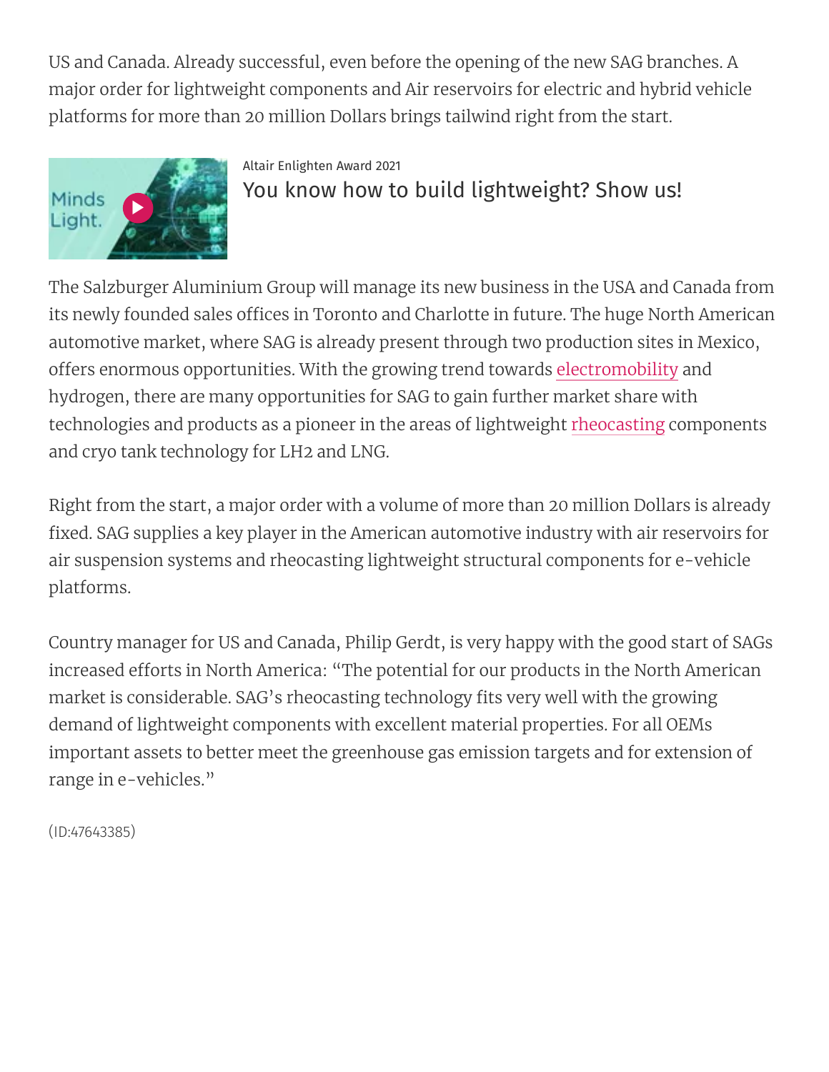US and Canada. Already successful, even before the opening of the new SAG branches. A major order for lightweight components and Air reservoirs for electric and hybrid vehicle platforms for more than 20 million Dollars brings tailwind right from the start.

Altair Enlighten Award 2021

You know how to build lightweight? Show us!

The Salzburger Aluminium Group will manage its new business in the USA and Canada from its newly founded sales offices in Toronto and Charlotte in future. The huge North American automotive market, where SAG is already present through two production sites in Mexico, offers enormous opportunities. With the growing trend towards electromobility and hydrogen, there are many opportunities for SAG to gain further market share with technologies and products as a pioneer in the areas of lightweight rheocasting components and cryo tank technology for LH2 and LNG.

Right from the start, a major order with a volume of more than 20 million Dollars is already fixed. SAG supplies a key player in the American automotive industry with air reservoirs for air suspension systems and rheocasting lightweight structural components for e-vehicle platforms.

Country manager for US and Canada, Philip Gerdt, is very happy with the good start of SAGs increased efforts in North America: "The potential for our products in the North American market is considerable. SAG's rheocasting technology fits very well with the growing demand of lightweight components with excellent material properties. For all OEMs important assets to better meet the greenhouse gas emission targets and for extension of range in e-vehicles."

(ID:47643385)